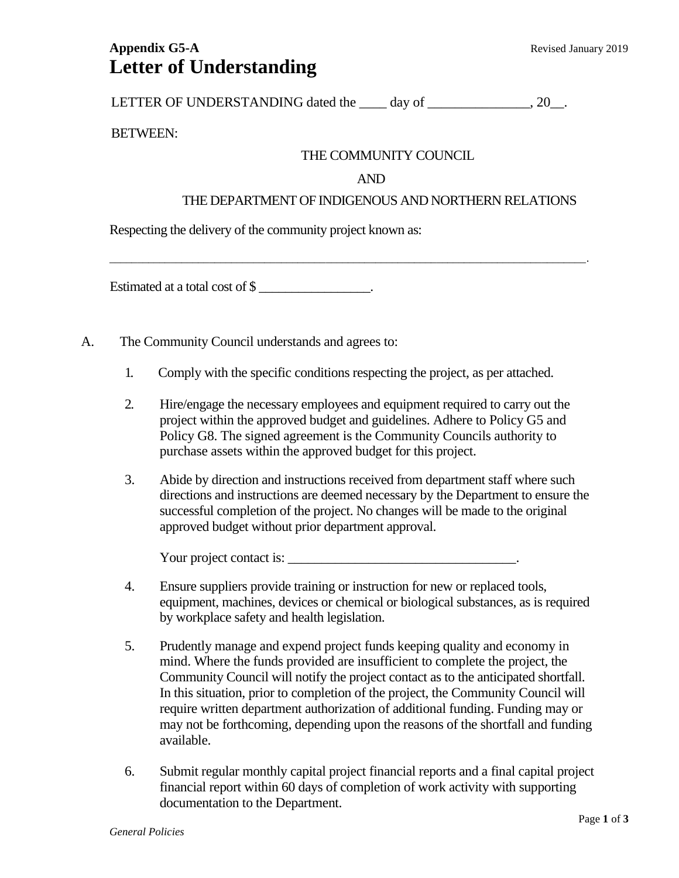**Appendix G5-A** Revised January 2019

# Letter of Understanding

LETTER OF UNDERSTANDING dated the ____ day of _______________, 20__.

BETWEEN:

THE COMMUNITY COUNCIL

AND

THE DEPARTMENT OF INDIGENOUS AND NORTHERN RELATIONS

Respecting the delivery of the community project known as:

___________________________________________________________________________.

Estimated at a total cost of $ _________________.

A. The Community Council understands and agrees to:

1. Comply with the specific conditions respecting the project, as per attached.

2. Hire/engage the necessary employees and equipment required to carry out the project within the approved budget and guidelines. Adhere to Policy G5 and Policy G8. The signed agreement is the Community Councils authority to purchase assets within the approved budget for this project.

3. Abide by direction and instructions received from department staff where such directions and instructions are deemed necessary by the Department to ensure the successful completion of the project. No changes will be made to the original approved budget without prior department approval.

   Your project contact is: __________________________________.

4. Ensure suppliers provide training or instruction for new or replaced tools, equipment, machines, devices or chemical or biological substances, as is required by workplace safety and health legislation.

5. Prudently manage and expend project funds keeping quality and economy in mind. Where the funds provided are insufficient to complete the project, the Community Council will notify the project contact as to the anticipated shortfall. In this situation, prior to completion of the project, the Community Council will require written department authorization of additional funding. Funding may or may not be forthcoming, depending upon the reasons of the shortfall and funding available.

6. Submit regular monthly capital project financial reports and a final capital project financial report within 60 days of completion of work activity with supporting documentation to the Department.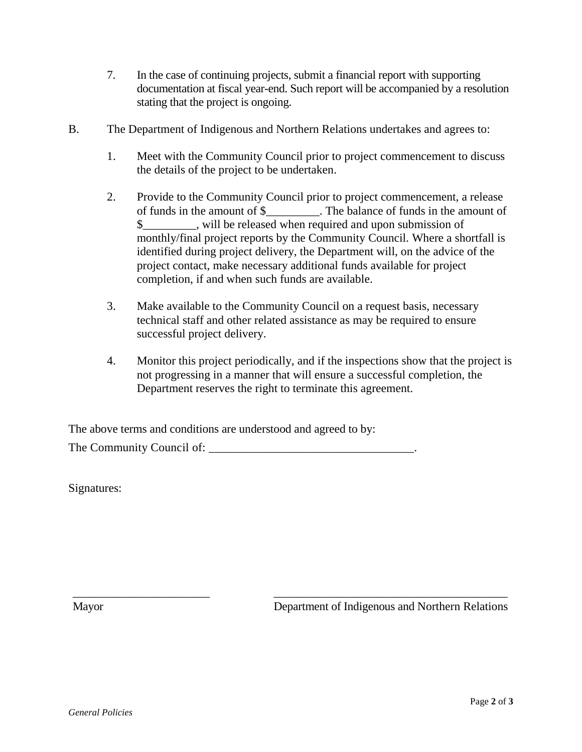7. In the case of continuing projects, submit a financial report with supporting documentation at fiscal year-end. Such report will be accompanied by a resolution stating that the project is ongoing.

B. The Department of Indigenous and Northern Relations undertakes and agrees to:

1. Meet with the Community Council prior to project commencement to discuss the details of the project to be undertaken.

2. Provide to the Community Council prior to project commencement, a release of funds in the amount of $_________. The balance of funds in the amount of $_________, will be released when required and upon submission of monthly/final project reports by the Community Council. Where a shortfall is identified during project delivery, the Department will, on the advice of the project contact, make necessary additional funds available for project completion, if and when such funds are available.

3. Make available to the Community Council on a request basis, necessary technical staff and other related assistance as may be required to ensure successful project delivery.

4. Monitor this project periodically, and if the inspections show that the project is not progressing in a manner that will ensure a successful completion, the Department reserves the right to terminate this agreement.

The above terms and conditions are understood and agreed to by:

The Community Council of: ___________________________________.

Signatures:

_______________________ 
Mayor

________________________________________ 
Department of Indigenous and Northern Relations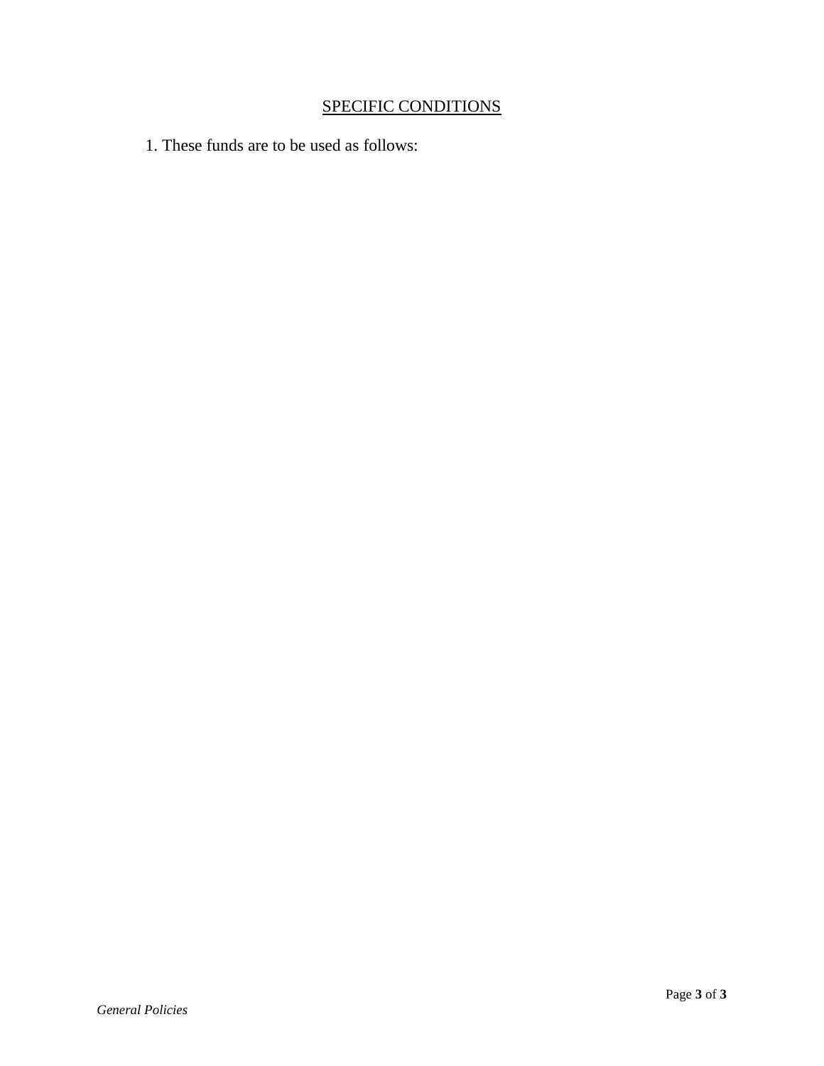## SPECIFIC CONDITIONS

1. These funds are to be used as follows: